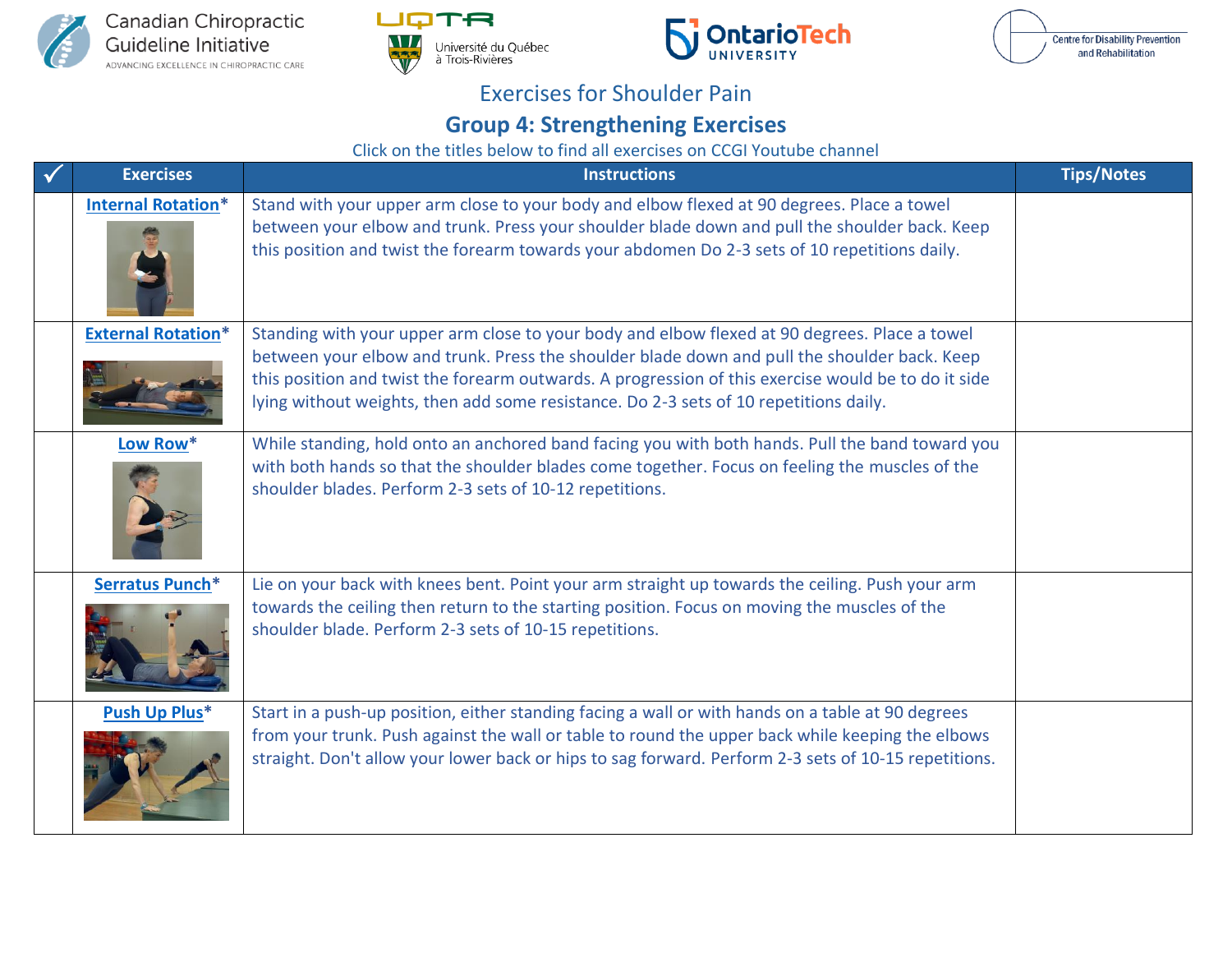Canadian Chiropractic Guideline Initiative
ADVANCING EXCELLENCE IN CHIROPRACTIC CARE

UQTR Université du Québec à Trois-Rivières

OntarioTech University

Centre for Disability Prevention and Rehabilitation

# Exercises for Shoulder Pain

## Group 4: Strengthening Exercises

Click on the titles below to find all exercises on CCGI Youtube channel

| ✓ | Exercises | Instructions | Tips/Notes |
|---|---|---|---|
| | **Internal Rotation*** | Stand with your upper arm close to your body and elbow flexed at 90 degrees. Place a towel between your elbow and trunk. Press your shoulder blade down and pull the shoulder back. Keep this position and twist the forearm towards your abdomen Do 2-3 sets of 10 repetitions daily. | |
| | **External Rotation*** | Standing with your upper arm close to your body and elbow flexed at 90 degrees. Place a towel between your elbow and trunk. Press the shoulder blade down and pull the shoulder back. Keep this position and twist the forearm outwards. A progression of this exercise would be to do it side lying without weights, then add some resistance. Do 2-3 sets of 10 repetitions daily. | |
| | **Low Row*** | While standing, hold onto an anchored band facing you with both hands. Pull the band toward you with both hands so that the shoulder blades come together. Focus on feeling the muscles of the shoulder blades. Perform 2-3 sets of 10-12 repetitions. | |
| | **Serratus Punch*** | Lie on your back with knees bent. Point your arm straight up towards the ceiling. Push your arm towards the ceiling then return to the starting position. Focus on moving the muscles of the shoulder blade. Perform 2-3 sets of 10-15 repetitions. | |
| | **Push Up Plus*** | Start in a push-up position, either standing facing a wall or with hands on a table at 90 degrees from your trunk. Push against the wall or table to round the upper back while keeping the elbows straight. Don't allow your lower back or hips to sag forward. Perform 2-3 sets of 10-15 repetitions. | |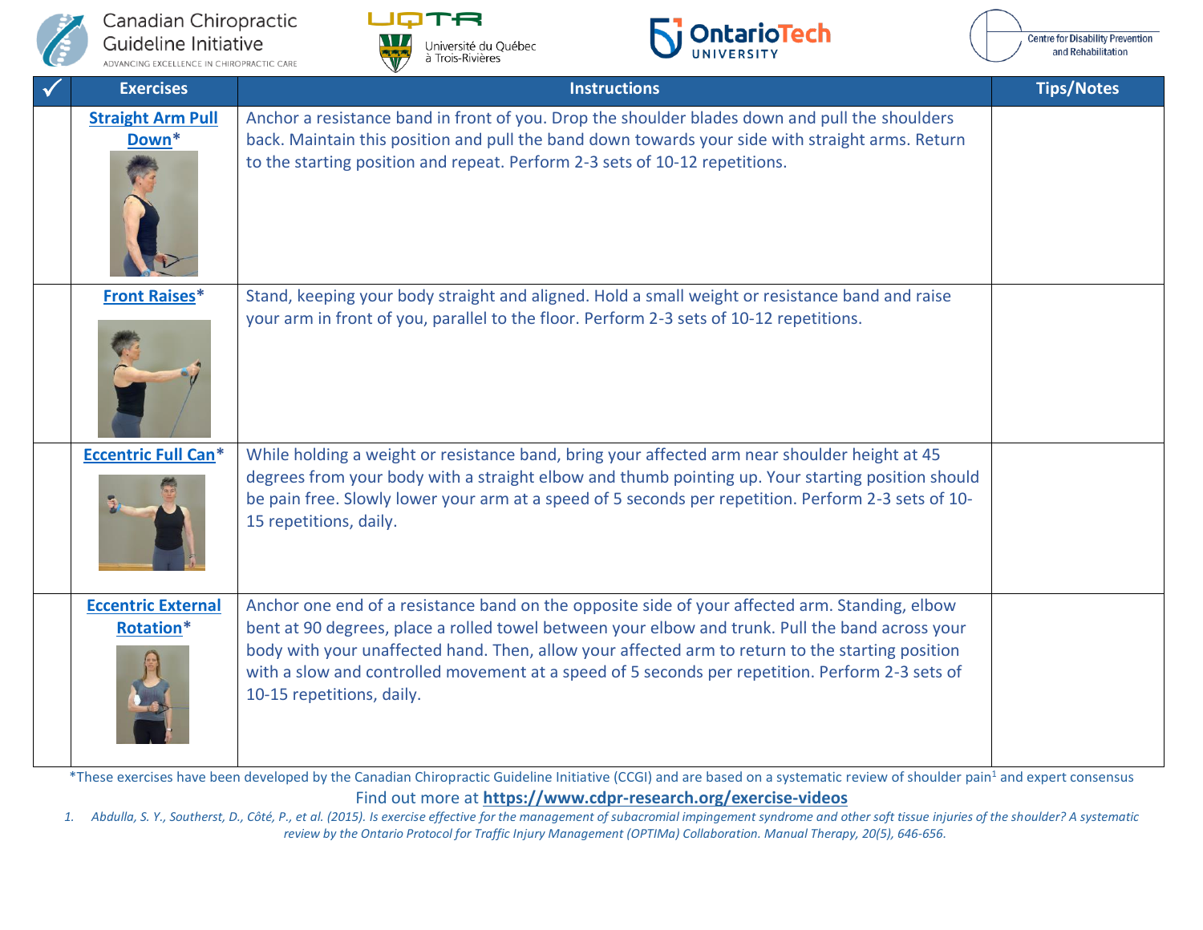| ✓ | Exercises | Instructions | Tips/Notes |
|---|---|---|---|
| | **Straight Arm Pull Down***  | Anchor a resistance band in front of you. Drop the shoulder blades down and pull the shoulders back. Maintain this position and pull the band down towards your side with straight arms. Return to the starting position and repeat. Perform 2-3 sets of 10-12 repetitions. | |
| | **Front Raises*** | Stand, keeping your body straight and aligned. Hold a small weight or resistance band and raise your arm in front of you, parallel to the floor. Perform 2-3 sets of 10-12 repetitions. | |
| | **Eccentric Full Can*** | While holding a weight or resistance band, bring your affected arm near shoulder height at 45 degrees from your body with a straight elbow and thumb pointing up. Your starting position should be pain free. Slowly lower your arm at a speed of 5 seconds per repetition. Perform 2-3 sets of 10-15 repetitions, daily. | |
| | **Eccentric External Rotation*** | Anchor one end of a resistance band on the opposite side of your affected arm. Standing, elbow bent at 90 degrees, place a rolled towel between your elbow and trunk. Pull the band across your body with your unaffected hand. Then, allow your affected arm to return to the starting position with a slow and controlled movement at a speed of 5 seconds per repetition. Perform 2-3 sets of 10-15 repetitions, daily. | |

*These exercises have been developed by the Canadian Chiropractic Guideline Initiative (CCGI) and are based on a systematic review of shoulder pain[1] and expert consensus

Find out more at **https://www.cdpr-research.org/exercise-videos**

1. *Abdulla, S. Y., Southerst, D., Côté, P., et al. (2015). Is exercise effective for the management of subacromial impingement syndrome and other soft tissue injuries of the shoulder? A systematic review by the Ontario Protocol for Traffic Injury Management (OPTIMa) Collaboration. Manual Therapy, 20(5), 646-656.*